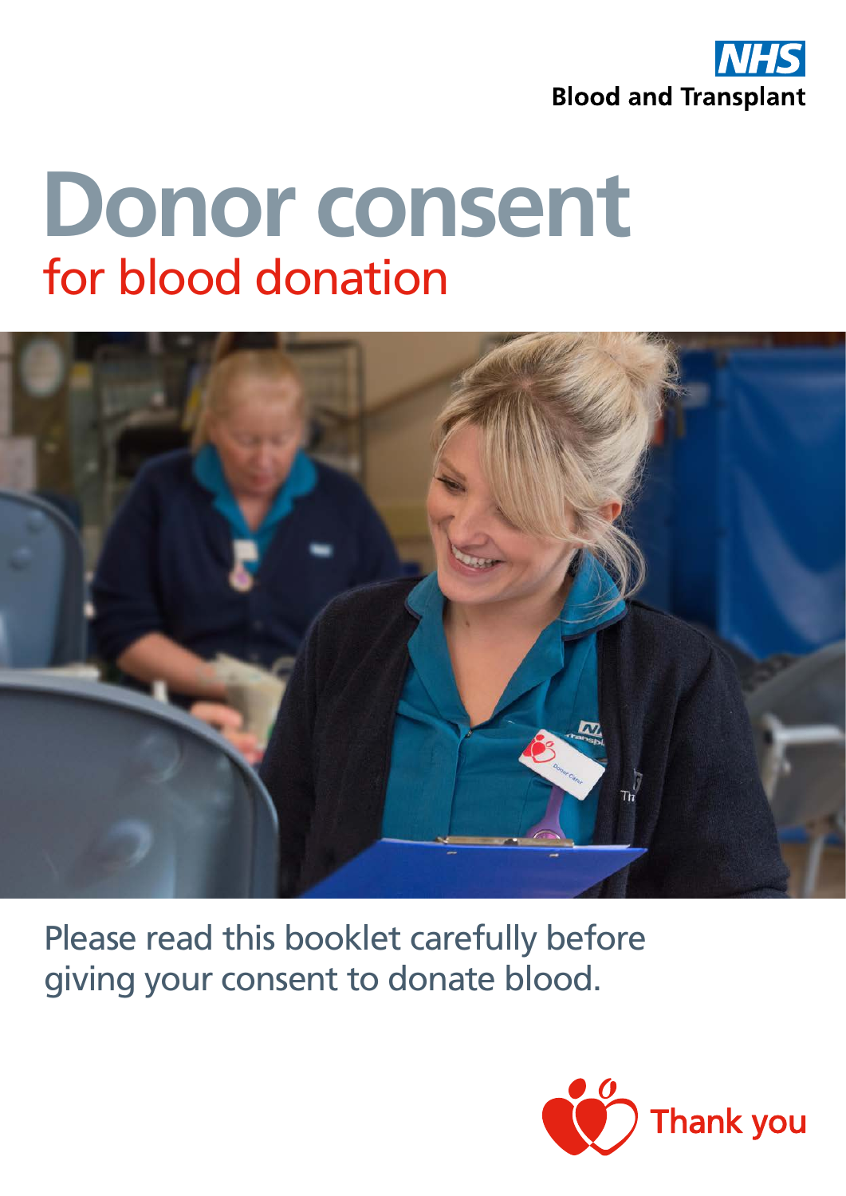NHS Blood and Transplant

# Donor consent
## for blood donation

Please read this booklet carefully before giving your consent to donate blood.

Thank you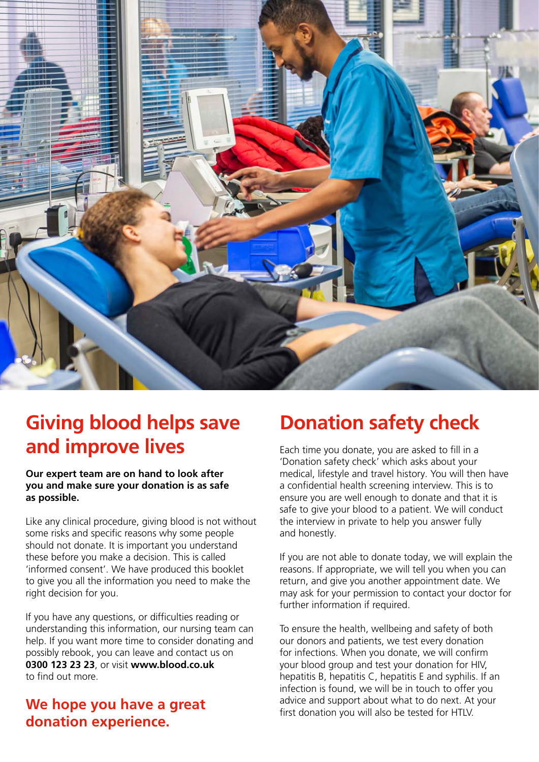## Giving blood helps save and improve lives

**Our expert team are on hand to look after you and make sure your donation is as safe as possible.**

Like any clinical procedure, giving blood is not without some risks and specific reasons why some people should not donate. It is important you understand these before you make a decision. This is called 'informed consent'. We have produced this booklet to give you all the information you need to make the right decision for you.

If you have any questions, or difficulties reading or understanding this information, our nursing team can help. If you want more time to consider donating and possibly rebook, you can leave and contact us on **0300 123 23 23**, or visit **www.blood.co.uk** to find out more.

### We hope you have a great donation experience.

## Donation safety check

Each time you donate, you are asked to fill in a 'Donation safety check' which asks about your medical, lifestyle and travel history. You will then have a confidential health screening interview. This is to ensure you are well enough to donate and that it is safe to give your blood to a patient. We will conduct the interview in private to help you answer fully and honestly.

If you are not able to donate today, we will explain the reasons. If appropriate, we will tell you when you can return, and give you another appointment date. We may ask for your permission to contact your doctor for further information if required.

To ensure the health, wellbeing and safety of both our donors and patients, we test every donation for infections. When you donate, we will confirm your blood group and test your donation for HIV, hepatitis B, hepatitis C, hepatitis E and syphilis. If an infection is found, we will be in touch to offer you advice and support about what to do next. At your first donation you will also be tested for HTLV.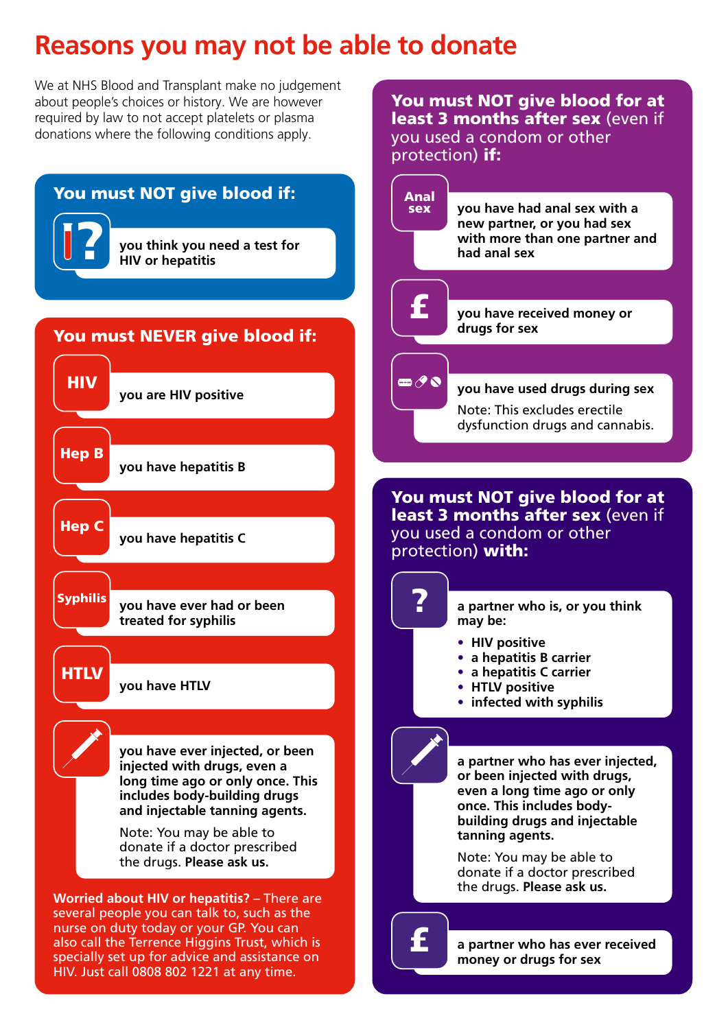# Reasons you may not be able to donate

We at NHS Blood and Transplant make no judgement about people's choices or history. We are however required by law to not accept platelets or plasma donations where the following conditions apply.

## You must NOT give blood if:

- you think you need a test for HIV or hepatitis

## You must NEVER give blood if:

- **HIV** – you are HIV positive
- **Hep B** – you have hepatitis B
- **Hep C** – you have hepatitis C
- **Syphilis** – you have ever had or been treated for syphilis
- **HTLV** – you have HTLV
- you have ever injected, or been injected with drugs, even a long time ago or only once. This includes body-building drugs and injectable tanning agents.

  Note: You may be able to donate if a doctor prescribed the drugs. **Please ask us.**

**Worried about HIV or hepatitis?** – There are several people you can talk to, such as the nurse on duty today or your GP. You can also call the Terrence Higgins Trust, which is specially set up for advice and assistance on HIV. Just call 0808 802 1221 at any time.

## You must NOT give blood for at least 3 months after sex (even if you used a condom or other protection) if:

- **Anal sex** – you have had anal sex with a new partner, or you had sex with more than one partner and had anal sex
- **£** – you have received money or drugs for sex
- you have used drugs during sex

  Note: This excludes erectile dysfunction drugs and cannabis.

## You must NOT give blood for at least 3 months after sex (even if you used a condom or other protection) with:

- a partner who is, or you think may be:
  - HIV positive
  - a hepatitis B carrier
  - a hepatitis C carrier
  - HTLV positive
  - infected with syphilis
- a partner who has ever injected, or been injected with drugs, even a long time ago or only once. This includes body-building drugs and injectable tanning agents.

  Note: You may be able to donate if a doctor prescribed the drugs. **Please ask us.**
- **£** – a partner who has ever received money or drugs for sex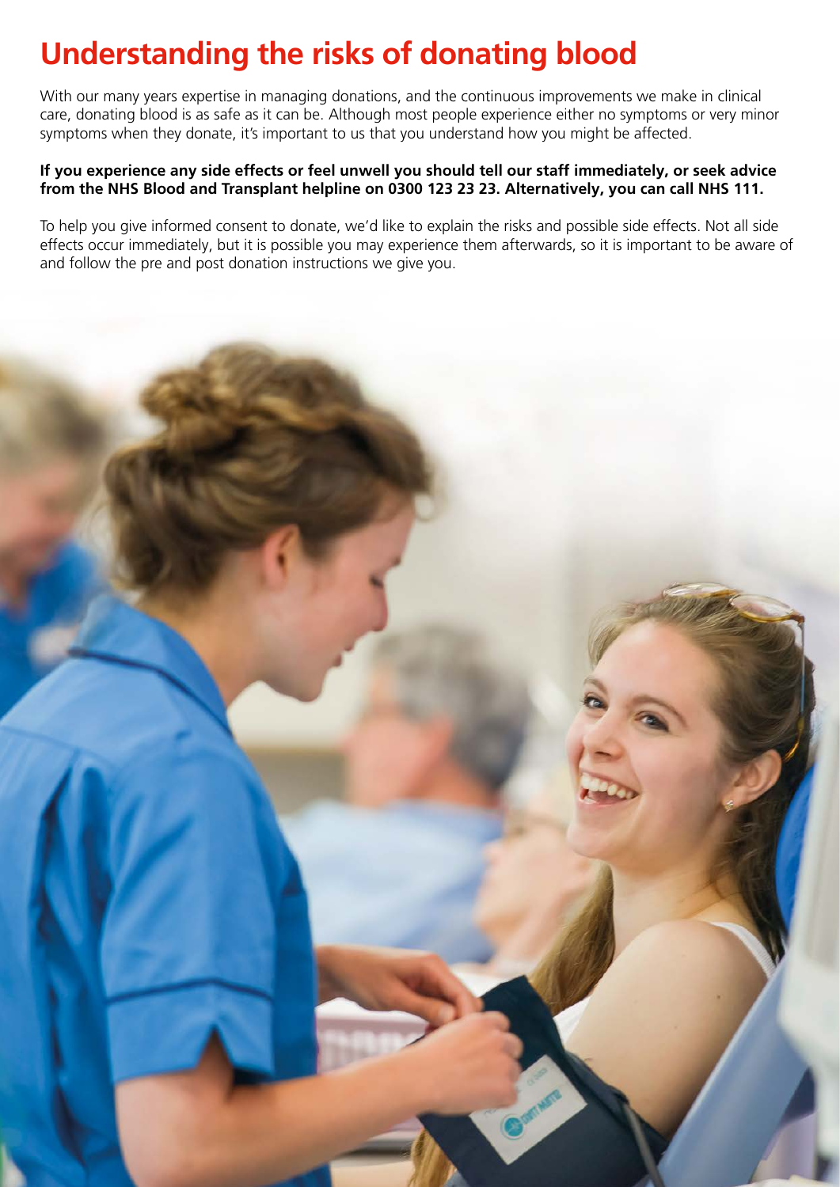# Understanding the risks of donating blood

With our many years expertise in managing donations, and the continuous improvements we make in clinical care, donating blood is as safe as it can be. Although most people experience either no symptoms or very minor symptoms when they donate, it's important to us that you understand how you might be affected.

**If you experience any side effects or feel unwell you should tell our staff immediately, or seek advice from the NHS Blood and Transplant helpline on 0300 123 23 23. Alternatively, you can call NHS 111.**

To help you give informed consent to donate, we'd like to explain the risks and possible side effects. Not all side effects occur immediately, but it is possible you may experience them afterwards, so it is important to be aware of and follow the pre and post donation instructions we give you.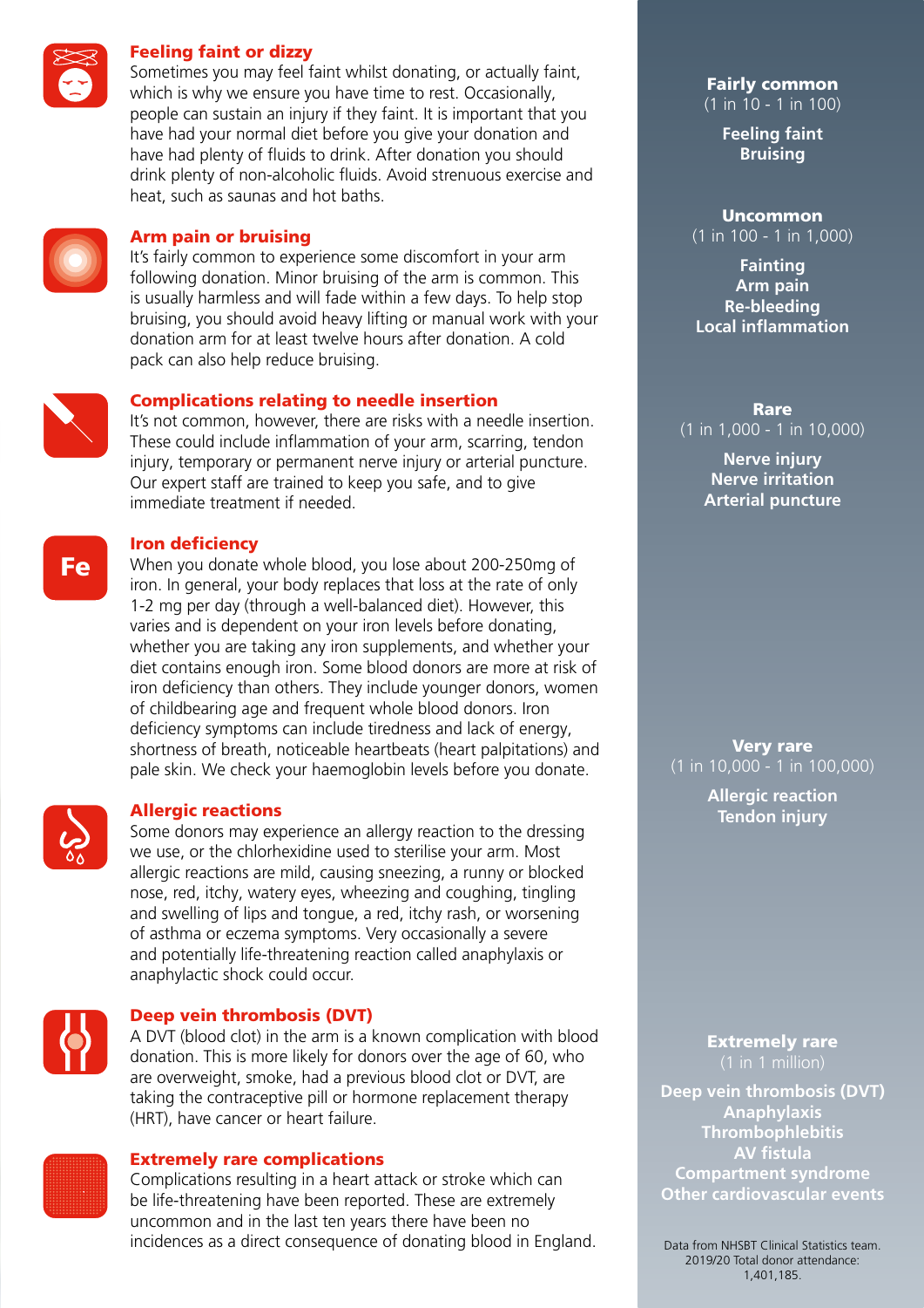### Feeling faint or dizzy

Sometimes you may feel faint whilst donating, or actually faint, which is why we ensure you have time to rest. Occasionally, people can sustain an injury if they faint. It is important that you have had your normal diet before you give your donation and have had plenty of fluids to drink. After donation you should drink plenty of non-alcoholic fluids. Avoid strenuous exercise and heat, such as saunas and hot baths.

### Arm pain or bruising

It's fairly common to experience some discomfort in your arm following donation. Minor bruising of the arm is common. This is usually harmless and will fade within a few days. To help stop bruising, you should avoid heavy lifting or manual work with your donation arm for at least twelve hours after donation. A cold pack can also help reduce bruising.

### Complications relating to needle insertion

It's not common, however, there are risks with a needle insertion. These could include inflammation of your arm, scarring, tendon injury, temporary or permanent nerve injury or arterial puncture. Our expert staff are trained to keep you safe, and to give immediate treatment if needed.

### Iron deficiency

When you donate whole blood, you lose about 200-250mg of iron. In general, your body replaces that loss at the rate of only 1-2 mg per day (through a well-balanced diet). However, this varies and is dependent on your iron levels before donating, whether you are taking any iron supplements, and whether your diet contains enough iron. Some blood donors are more at risk of iron deficiency than others. They include younger donors, women of childbearing age and frequent whole blood donors. Iron deficiency symptoms can include tiredness and lack of energy, shortness of breath, noticeable heartbeats (heart palpitations) and pale skin. We check your haemoglobin levels before you donate.

### Allergic reactions

Some donors may experience an allergy reaction to the dressing we use, or the chlorhexidine used to sterilise your arm. Most allergic reactions are mild, causing sneezing, a runny or blocked nose, red, itchy, watery eyes, wheezing and coughing, tingling and swelling of lips and tongue, a red, itchy rash, or worsening of asthma or eczema symptoms. Very occasionally a severe and potentially life-threatening reaction called anaphylaxis or anaphylactic shock could occur.

### Deep vein thrombosis (DVT)

A DVT (blood clot) in the arm is a known complication with blood donation. This is more likely for donors over the age of 60, who are overweight, smoke, had a previous blood clot or DVT, are taking the contraceptive pill or hormone replacement therapy (HRT), have cancer or heart failure.

### Extremely rare complications

Complications resulting in a heart attack or stroke which can be life-threatening have been reported. These are extremely uncommon and in the last ten years there have been no incidences as a direct consequence of donating blood in England.

**Fairly common**
(1 in 10 - 1 in 100)

**Feeling faint**
**Bruising**

**Uncommon**
(1 in 100 - 1 in 1,000)

**Fainting**
**Arm pain**
**Re-bleeding**
**Local inflammation**

**Rare**
(1 in 1,000 - 1 in 10,000)

**Nerve injury**
**Nerve irritation**
**Arterial puncture**

**Very rare**
(1 in 10,000 - 1 in 100,000)

**Allergic reaction**
**Tendon injury**

**Extremely rare**
(1 in 1 million)

**Deep vein thrombosis (DVT)**
**Anaphylaxis**
**Thrombophlebitis**
**AV fistula**
**Compartment syndrome**
**Other cardiovascular events**

Data from NHSBT Clinical Statistics team. 2019/20 Total donor attendance: 1,401,185.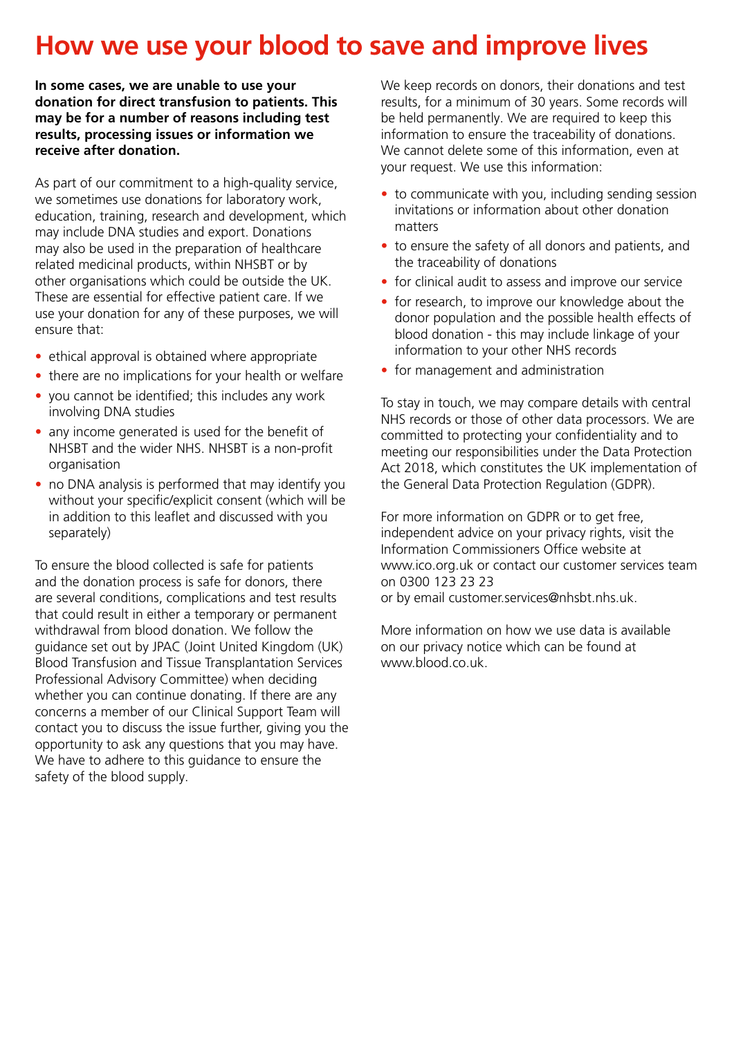# How we use your blood to save and improve lives

**In some cases, we are unable to use your donation for direct transfusion to patients. This may be for a number of reasons including test results, processing issues or information we receive after donation.**

As part of our commitment to a high-quality service, we sometimes use donations for laboratory work, education, training, research and development, which may include DNA studies and export. Donations may also be used in the preparation of healthcare related medicinal products, within NHSBT or by other organisations which could be outside the UK. These are essential for effective patient care. If we use your donation for any of these purposes, we will ensure that:

- ethical approval is obtained where appropriate
- there are no implications for your health or welfare
- you cannot be identified; this includes any work involving DNA studies
- any income generated is used for the benefit of NHSBT and the wider NHS. NHSBT is a non-profit organisation
- no DNA analysis is performed that may identify you without your specific/explicit consent (which will be in addition to this leaflet and discussed with you separately)

To ensure the blood collected is safe for patients and the donation process is safe for donors, there are several conditions, complications and test results that could result in either a temporary or permanent withdrawal from blood donation. We follow the guidance set out by JPAC (Joint United Kingdom (UK) Blood Transfusion and Tissue Transplantation Services Professional Advisory Committee) when deciding whether you can continue donating. If there are any concerns a member of our Clinical Support Team will contact you to discuss the issue further, giving you the opportunity to ask any questions that you may have. We have to adhere to this guidance to ensure the safety of the blood supply.

We keep records on donors, their donations and test results, for a minimum of 30 years. Some records will be held permanently. We are required to keep this information to ensure the traceability of donations. We cannot delete some of this information, even at your request. We use this information:

- to communicate with you, including sending session invitations or information about other donation matters
- to ensure the safety of all donors and patients, and the traceability of donations
- for clinical audit to assess and improve our service
- for research, to improve our knowledge about the donor population and the possible health effects of blood donation - this may include linkage of your information to your other NHS records
- for management and administration

To stay in touch, we may compare details with central NHS records or those of other data processors. We are committed to protecting your confidentiality and to meeting our responsibilities under the Data Protection Act 2018, which constitutes the UK implementation of the General Data Protection Regulation (GDPR).

For more information on GDPR or to get free, independent advice on your privacy rights, visit the Information Commissioners Office website at www.ico.org.uk or contact our customer services team on 0300 123 23 23
or by email customer.services@nhsbt.nhs.uk.

More information on how we use data is available on our privacy notice which can be found at www.blood.co.uk.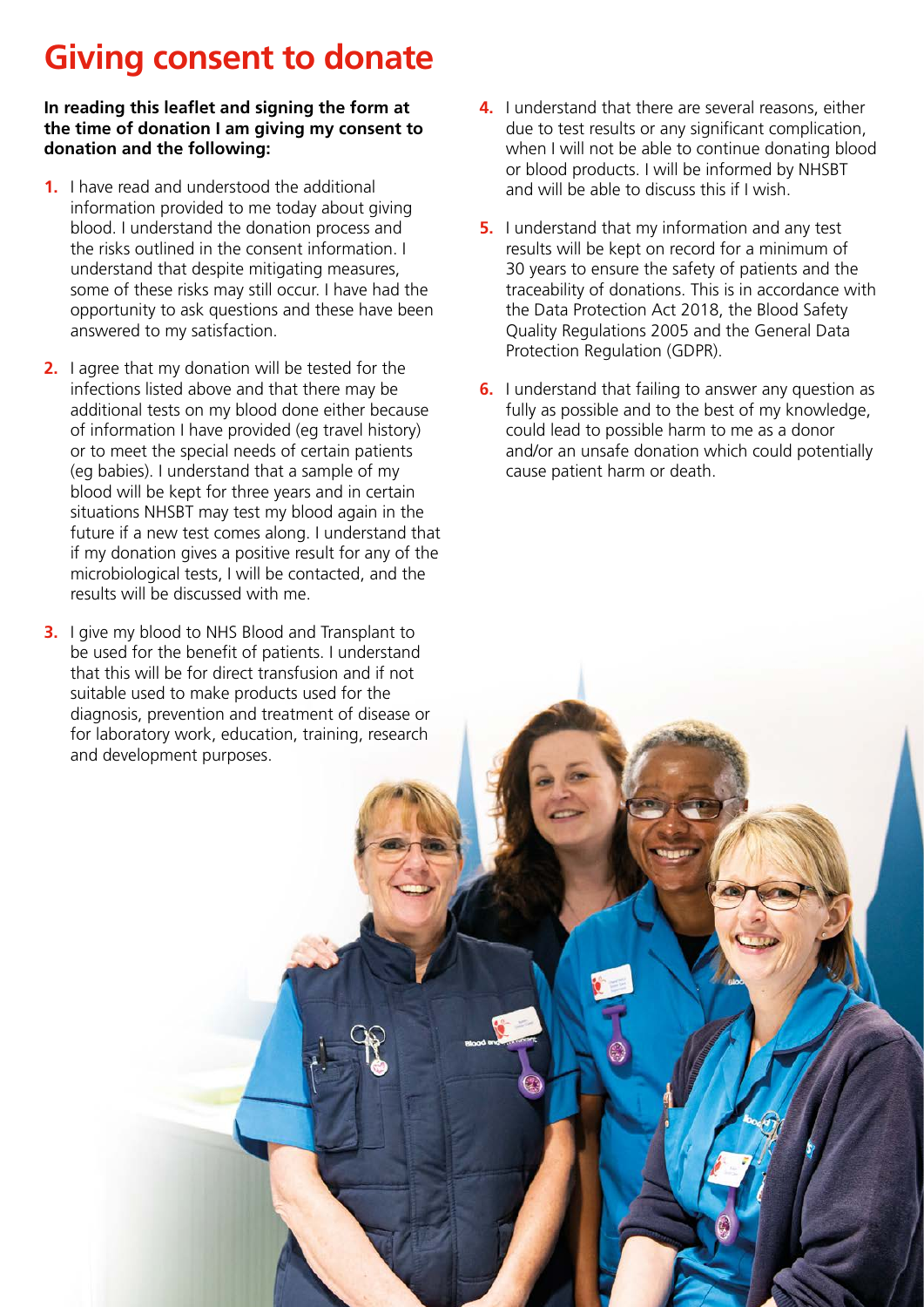# Giving consent to donate

**In reading this leaflet and signing the form at the time of donation I am giving my consent to donation and the following:**

1. I have read and understood the additional information provided to me today about giving blood. I understand the donation process and the risks outlined in the consent information. I understand that despite mitigating measures, some of these risks may still occur. I have had the opportunity to ask questions and these have been answered to my satisfaction.
2. I agree that my donation will be tested for the infections listed above and that there may be additional tests on my blood done either because of information I have provided (eg travel history) or to meet the special needs of certain patients (eg babies). I understand that a sample of my blood will be kept for three years and in certain situations NHSBT may test my blood again in the future if a new test comes along. I understand that if my donation gives a positive result for any of the microbiological tests, I will be contacted, and the results will be discussed with me.
3. I give my blood to NHS Blood and Transplant to be used for the benefit of patients. I understand that this will be for direct transfusion and if not suitable used to make products used for the diagnosis, prevention and treatment of disease or for laboratory work, education, training, research and development purposes.
4. I understand that there are several reasons, either due to test results or any significant complication, when I will not be able to continue donating blood or blood products. I will be informed by NHSBT and will be able to discuss this if I wish.
5. I understand that my information and any test results will be kept on record for a minimum of 30 years to ensure the safety of patients and the traceability of donations. This is in accordance with the Data Protection Act 2018, the Blood Safety Quality Regulations 2005 and the General Data Protection Regulation (GDPR).
6. I understand that failing to answer any question as fully as possible and to the best of my knowledge, could lead to possible harm to me as a donor and/or an unsafe donation which could potentially cause patient harm or death.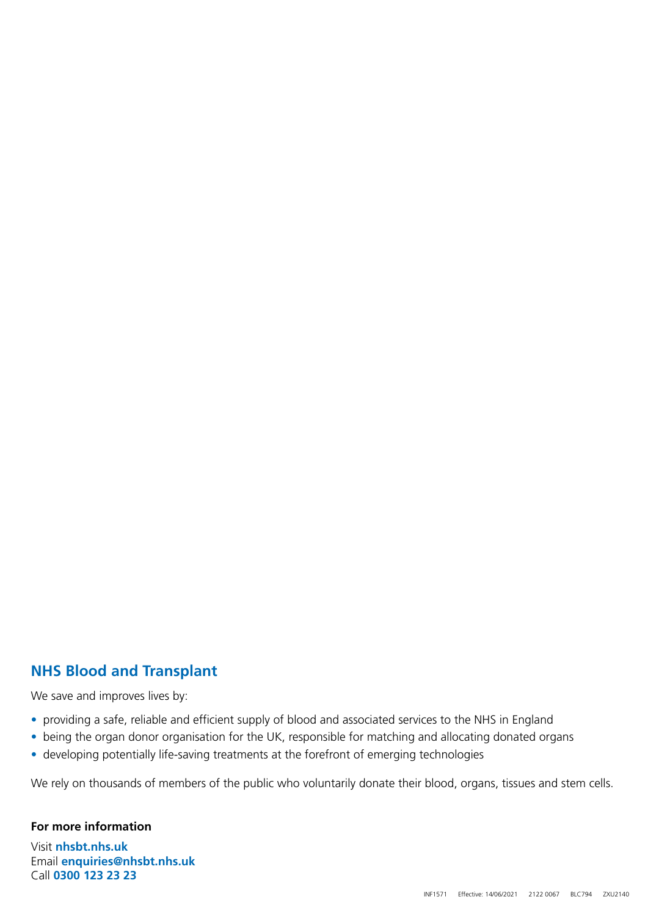## NHS Blood and Transplant

We save and improves lives by:

- providing a safe, reliable and efficient supply of blood and associated services to the NHS in England
- being the organ donor organisation for the UK, responsible for matching and allocating donated organs
- developing potentially life-saving treatments at the forefront of emerging technologies

We rely on thousands of members of the public who voluntarily donate their blood, organs, tissues and stem cells.

**For more information**

Visit **nhsbt.nhs.uk**
Email **enquiries@nhsbt.nhs.uk**
Call **0300 123 23 23**

INF1571 Effective: 14/06/2021 2122 0067 BLC794 ZXU2140